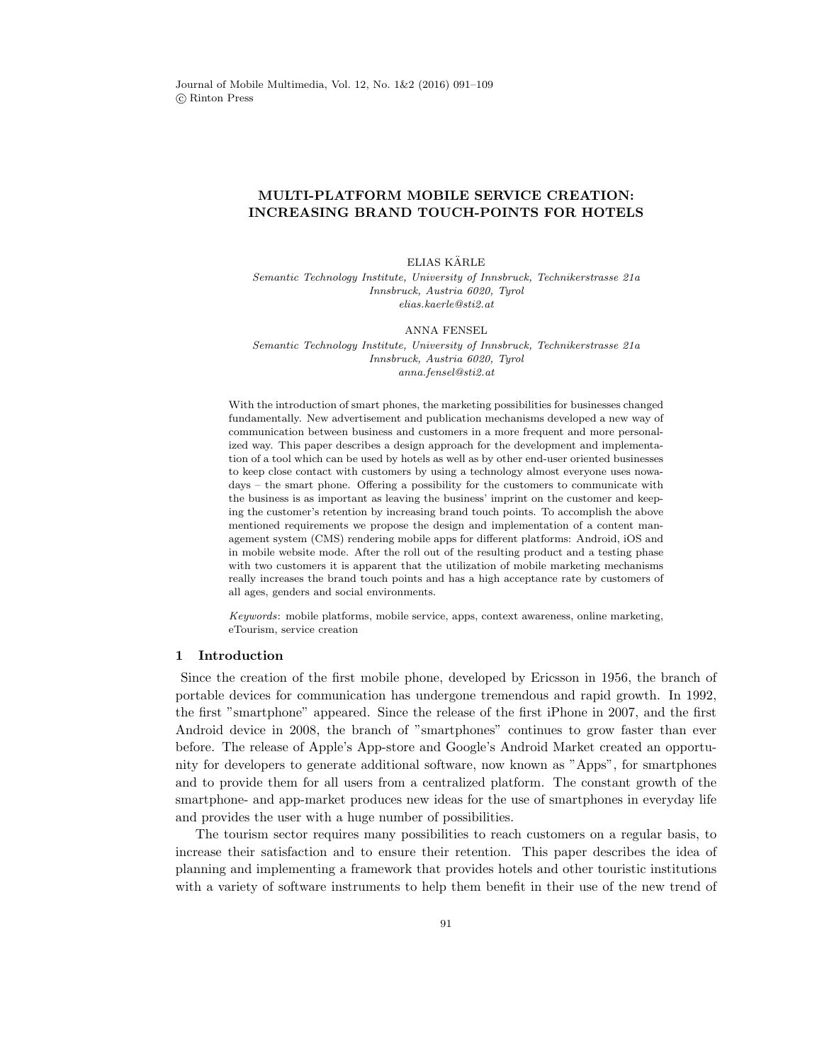# MULTI-PLATFORM MOBILE SERVICE CREATION: INCREASING BRAND TOUCH-POINTS FOR HOTELS

ELIAS KÄRLE

*Semantic Technology Institute, University of Innsbruck, Technikerstrasse 21a*
*Innsbruck, Austria 6020, Tyrol*
*elias.kaerle@sti2.at*

ANNA FENSEL

*Semantic Technology Institute, University of Innsbruck, Technikerstrasse 21a*
*Innsbruck, Austria 6020, Tyrol*
*anna.fensel@sti2.at*

With the introduction of smart phones, the marketing possibilities for businesses changed fundamentally. New advertisement and publication mechanisms developed a new way of communication between business and customers in a more frequent and more personalized way. This paper describes a design approach for the development and implementation of a tool which can be used by hotels as well as by other end-user oriented businesses to keep close contact with customers by using a technology almost everyone uses nowadays – the smart phone. Offering a possibility for the customers to communicate with the business is as important as leaving the business' imprint on the customer and keeping the customer's retention by increasing brand touch points. To accomplish the above mentioned requirements we propose the design and implementation of a content management system (CMS) rendering mobile apps for different platforms: Android, iOS and in mobile website mode. After the roll out of the resulting product and a testing phase with two customers it is apparent that the utilization of mobile marketing mechanisms really increases the brand touch points and has a high acceptance rate by customers of all ages, genders and social environments.

*Keywords*: mobile platforms, mobile service, apps, context awareness, online marketing, eTourism, service creation

## 1 Introduction

Since the creation of the first mobile phone, developed by Ericsson in 1956, the branch of portable devices for communication has undergone tremendous and rapid growth. In 1992, the first "smartphone" appeared. Since the release of the first iPhone in 2007, and the first Android device in 2008, the branch of "smartphones" continues to grow faster than ever before. The release of Apple's App-store and Google's Android Market created an opportunity for developers to generate additional software, now known as "Apps", for smartphones and to provide them for all users from a centralized platform. The constant growth of the smartphone- and app-market produces new ideas for the use of smartphones in everyday life and provides the user with a huge number of possibilities.

The tourism sector requires many possibilities to reach customers on a regular basis, to increase their satisfaction and to ensure their retention. This paper describes the idea of planning and implementing a framework that provides hotels and other touristic institutions with a variety of software instruments to help them benefit in their use of the new trend of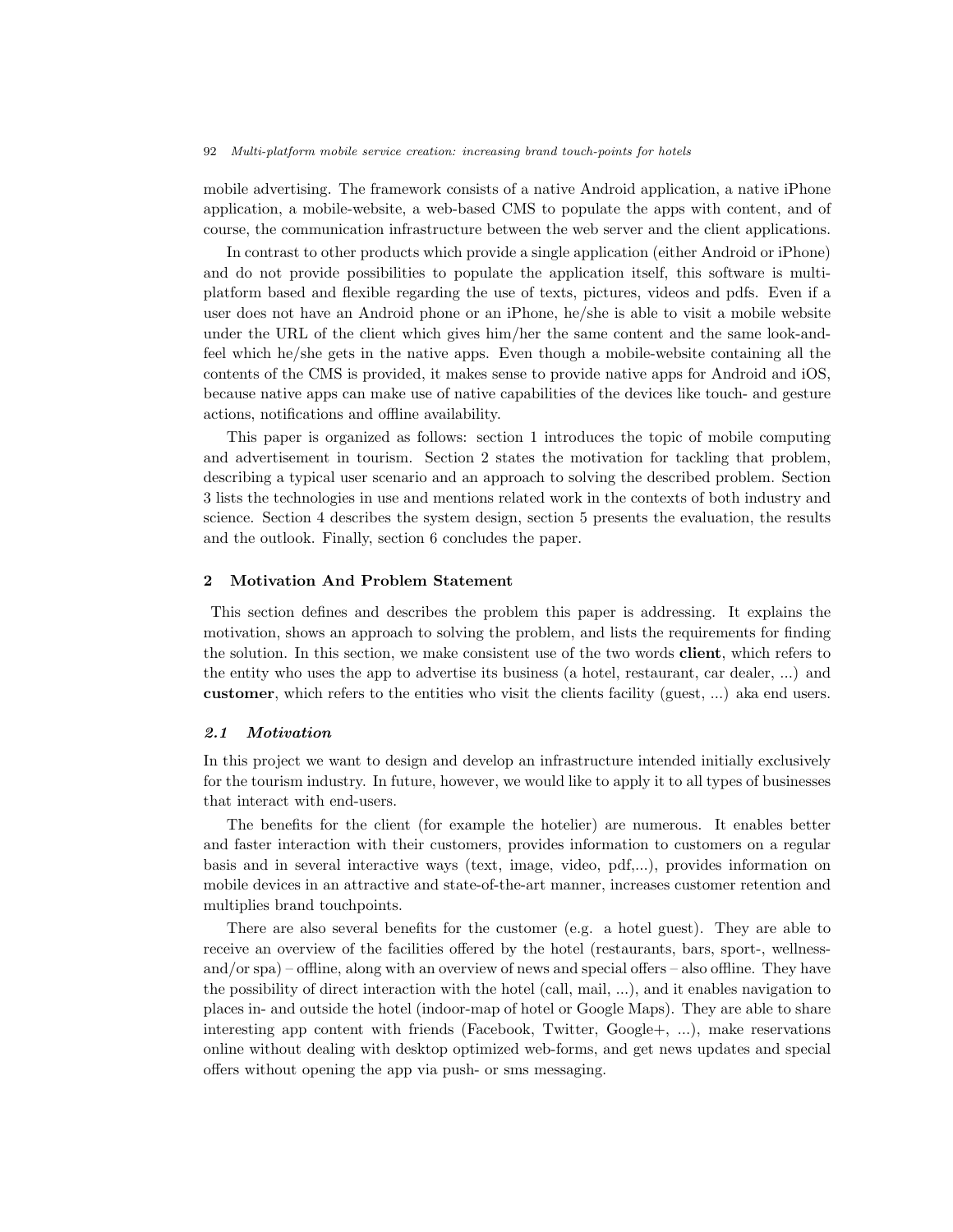mobile advertising. The framework consists of a native Android application, a native iPhone application, a mobile-website, a web-based CMS to populate the apps with content, and of course, the communication infrastructure between the web server and the client applications.

In contrast to other products which provide a single application (either Android or iPhone) and do not provide possibilities to populate the application itself, this software is multi-platform based and flexible regarding the use of texts, pictures, videos and pdfs. Even if a user does not have an Android phone or an iPhone, he/she is able to visit a mobile website under the URL of the client which gives him/her the same content and the same look-and-feel which he/she gets in the native apps. Even though a mobile-website containing all the contents of the CMS is provided, it makes sense to provide native apps for Android and iOS, because native apps can make use of native capabilities of the devices like touch- and gesture actions, notifications and offline availability.

This paper is organized as follows: section 1 introduces the topic of mobile computing and advertisement in tourism. Section 2 states the motivation for tackling that problem, describing a typical user scenario and an approach to solving the described problem. Section 3 lists the technologies in use and mentions related work in the contexts of both industry and science. Section 4 describes the system design, section 5 presents the evaluation, the results and the outlook. Finally, section 6 concludes the paper.

## 2 Motivation And Problem Statement

This section defines and describes the problem this paper is addressing. It explains the motivation, shows an approach to solving the problem, and lists the requirements for finding the solution. In this section, we make consistent use of the two words **client**, which refers to the entity who uses the app to advertise its business (a hotel, restaurant, car dealer, ...) and **customer**, which refers to the entities who visit the clients facility (guest, ...) aka end users.

### *2.1 Motivation*

In this project we want to design and develop an infrastructure intended initially exclusively for the tourism industry. In future, however, we would like to apply it to all types of businesses that interact with end-users.

The benefits for the client (for example the hotelier) are numerous. It enables better and faster interaction with their customers, provides information to customers on a regular basis and in several interactive ways (text, image, video, pdf,...), provides information on mobile devices in an attractive and state-of-the-art manner, increases customer retention and multiplies brand touchpoints.

There are also several benefits for the customer (e.g. a hotel guest). They are able to receive an overview of the facilities offered by the hotel (restaurants, bars, sport-, wellness- and/or spa) – offline, along with an overview of news and special offers – also offline. They have the possibility of direct interaction with the hotel (call, mail, ...), and it enables navigation to places in- and outside the hotel (indoor-map of hotel or Google Maps). They are able to share interesting app content with friends (Facebook, Twitter, Google+, ...), make reservations online without dealing with desktop optimized web-forms, and get news updates and special offers without opening the app via push- or sms messaging.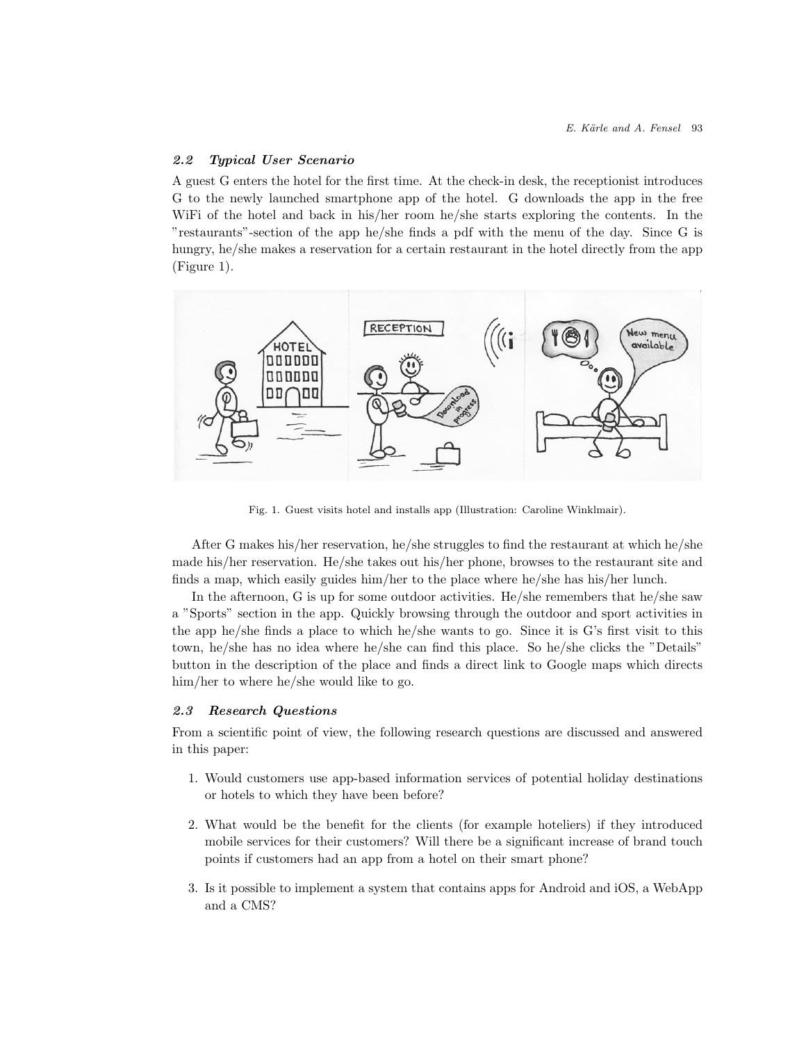### 2.2 *Typical User Scenario*

A guest G enters the hotel for the first time. At the check-in desk, the receptionist introduces G to the newly launched smartphone app of the hotel. G downloads the app in the free WiFi of the hotel and back in his/her room he/she starts exploring the contents. In the "restaurants"-section of the app he/she finds a pdf with the menu of the day. Since G is hungry, he/she makes a reservation for a certain restaurant in the hotel directly from the app (Figure 1).

Fig. 1. Guest visits hotel and installs app (Illustration: Caroline Winklmair).

After G makes his/her reservation, he/she struggles to find the restaurant at which he/she made his/her reservation. He/she takes out his/her phone, browses to the restaurant site and finds a map, which easily guides him/her to the place where he/she has his/her lunch.

In the afternoon, G is up for some outdoor activities. He/she remembers that he/she saw a "Sports" section in the app. Quickly browsing through the outdoor and sport activities in the app he/she finds a place to which he/she wants to go. Since it is G's first visit to this town, he/she has no idea where he/she can find this place. So he/she clicks the "Details" button in the description of the place and finds a direct link to Google maps which directs him/her to where he/she would like to go.

### 2.3 *Research Questions*

From a scientific point of view, the following research questions are discussed and answered in this paper:

1. Would customers use app-based information services of potential holiday destinations or hotels to which they have been before?
2. What would be the benefit for the clients (for example hoteliers) if they introduced mobile services for their customers? Will there be a significant increase of brand touch points if customers had an app from a hotel on their smart phone?
3. Is it possible to implement a system that contains apps for Android and iOS, a WebApp and a CMS?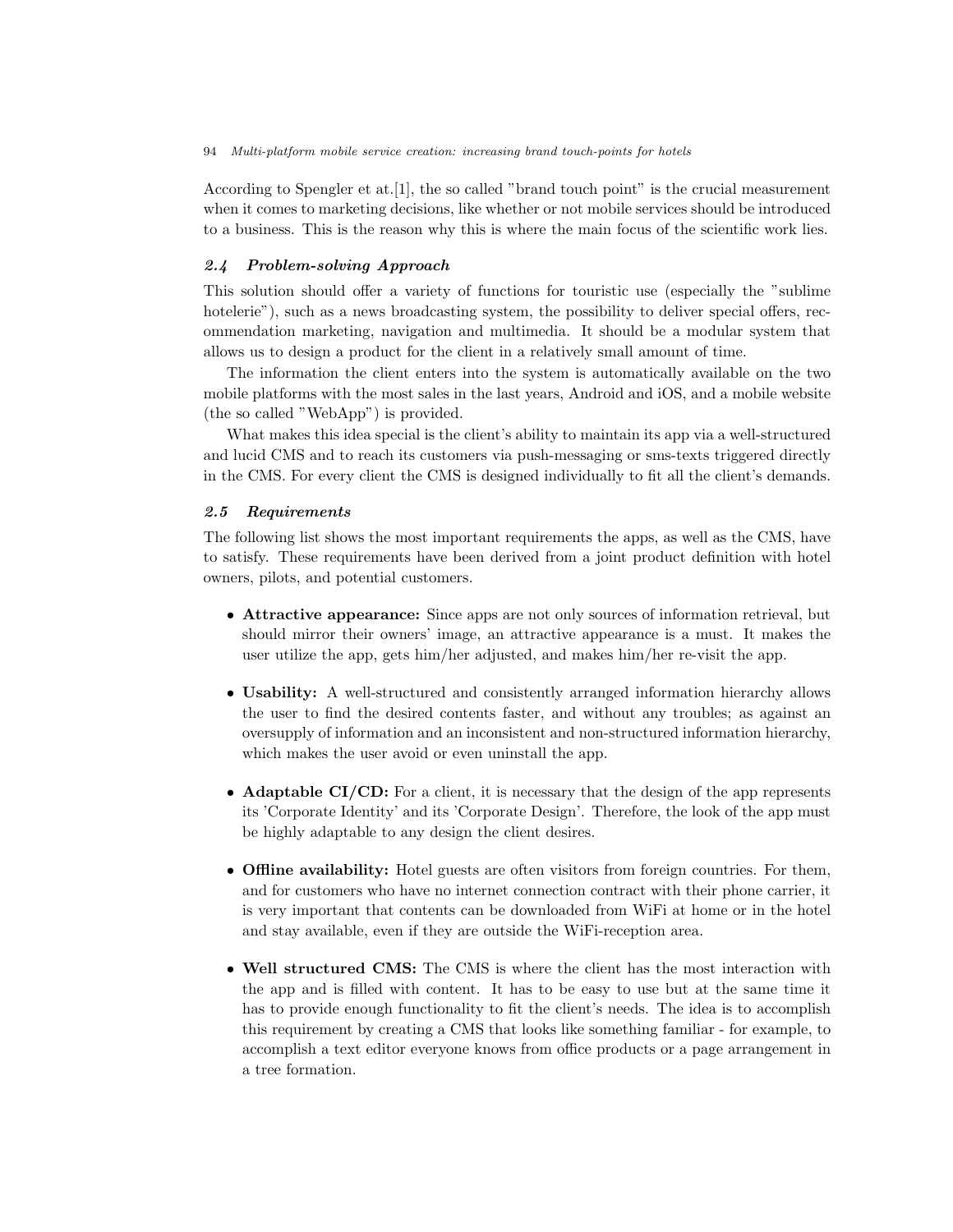According to Spengler et at.[1], the so called "brand touch point" is the crucial measurement when it comes to marketing decisions, like whether or not mobile services should be introduced to a business. This is the reason why this is where the main focus of the scientific work lies.

### *2.4 Problem-solving Approach*

This solution should offer a variety of functions for touristic use (especially the "sublime hotelerie"), such as a news broadcasting system, the possibility to deliver special offers, recommendation marketing, navigation and multimedia. It should be a modular system that allows us to design a product for the client in a relatively small amount of time.

The information the client enters into the system is automatically available on the two mobile platforms with the most sales in the last years, Android and iOS, and a mobile website (the so called "WebApp") is provided.

What makes this idea special is the client's ability to maintain its app via a well-structured and lucid CMS and to reach its customers via push-messaging or sms-texts triggered directly in the CMS. For every client the CMS is designed individually to fit all the client's demands.

### *2.5 Requirements*

The following list shows the most important requirements the apps, as well as the CMS, have to satisfy. These requirements have been derived from a joint product definition with hotel owners, pilots, and potential customers.

- **Attractive appearance:** Since apps are not only sources of information retrieval, but should mirror their owners' image, an attractive appearance is a must. It makes the user utilize the app, gets him/her adjusted, and makes him/her re-visit the app.

- **Usability:** A well-structured and consistently arranged information hierarchy allows the user to find the desired contents faster, and without any troubles; as against an oversupply of information and an inconsistent and non-structured information hierarchy, which makes the user avoid or even uninstall the app.

- **Adaptable CI/CD:** For a client, it is necessary that the design of the app represents its 'Corporate Identity' and its 'Corporate Design'. Therefore, the look of the app must be highly adaptable to any design the client desires.

- **Offline availability:** Hotel guests are often visitors from foreign countries. For them, and for customers who have no internet connection contract with their phone carrier, it is very important that contents can be downloaded from WiFi at home or in the hotel and stay available, even if they are outside the WiFi-reception area.

- **Well structured CMS:** The CMS is where the client has the most interaction with the app and is filled with content. It has to be easy to use but at the same time it has to provide enough functionality to fit the client's needs. The idea is to accomplish this requirement by creating a CMS that looks like something familiar - for example, to accomplish a text editor everyone knows from office products or a page arrangement in a tree formation.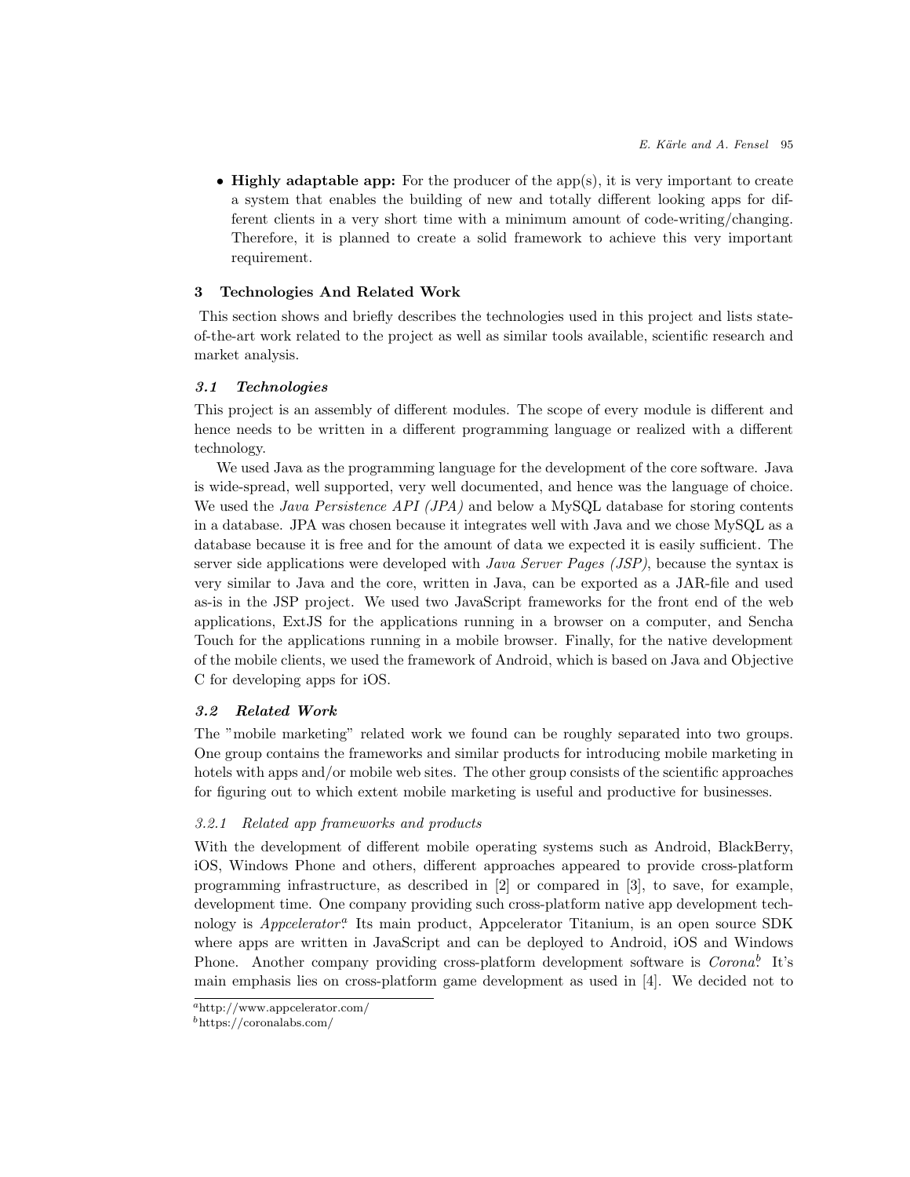- **Highly adaptable app:** For the producer of the app(s), it is very important to create a system that enables the building of new and totally different looking apps for different clients in a very short time with a minimum amount of code-writing/changing. Therefore, it is planned to create a solid framework to achieve this very important requirement.

## 3 Technologies And Related Work

This section shows and briefly describes the technologies used in this project and lists state-of-the-art work related to the project as well as similar tools available, scientific research and market analysis.

### 3.1 Technologies

This project is an assembly of different modules. The scope of every module is different and hence needs to be written in a different programming language or realized with a different technology.

We used Java as the programming language for the development of the core software. Java is wide-spread, well supported, very well documented, and hence was the language of choice. We used the *Java Persistence API (JPA)* and below a MySQL database for storing contents in a database. JPA was chosen because it integrates well with Java and we chose MySQL as a database because it is free and for the amount of data we expected it is easily sufficient. The server side applications were developed with *Java Server Pages (JSP)*, because the syntax is very similar to Java and the core, written in Java, can be exported as a JAR-file and used as-is in the JSP project. We used two JavaScript frameworks for the front end of the web applications, ExtJS for the applications running in a browser on a computer, and Sencha Touch for the applications running in a mobile browser. Finally, for the native development of the mobile clients, we used the framework of Android, which is based on Java and Objective C for developing apps for iOS.

### 3.2 Related Work

The "mobile marketing" related work we found can be roughly separated into two groups. One group contains the frameworks and similar products for introducing mobile marketing in hotels with apps and/or mobile web sites. The other group consists of the scientific approaches for figuring out to which extent mobile marketing is useful and productive for businesses.

#### 3.2.1 Related app frameworks and products

With the development of different mobile operating systems such as Android, BlackBerry, iOS, Windows Phone and others, different approaches appeared to provide cross-platform programming infrastructure, as described in [2] or compared in [3], to save, for example, development time. One company providing such cross-platform native app development technology is *Appcelerator*.[a] Its main product, Appcelerator Titanium, is an open source SDK where apps are written in JavaScript and can be deployed to Android, iOS and Windows Phone. Another company providing cross-platform development software is *Corona*.[b] It's main emphasis lies on cross-platform game development as used in [4]. We decided not to

[a] http://www.appcelerator.com/

[b] https://coronalabs.com/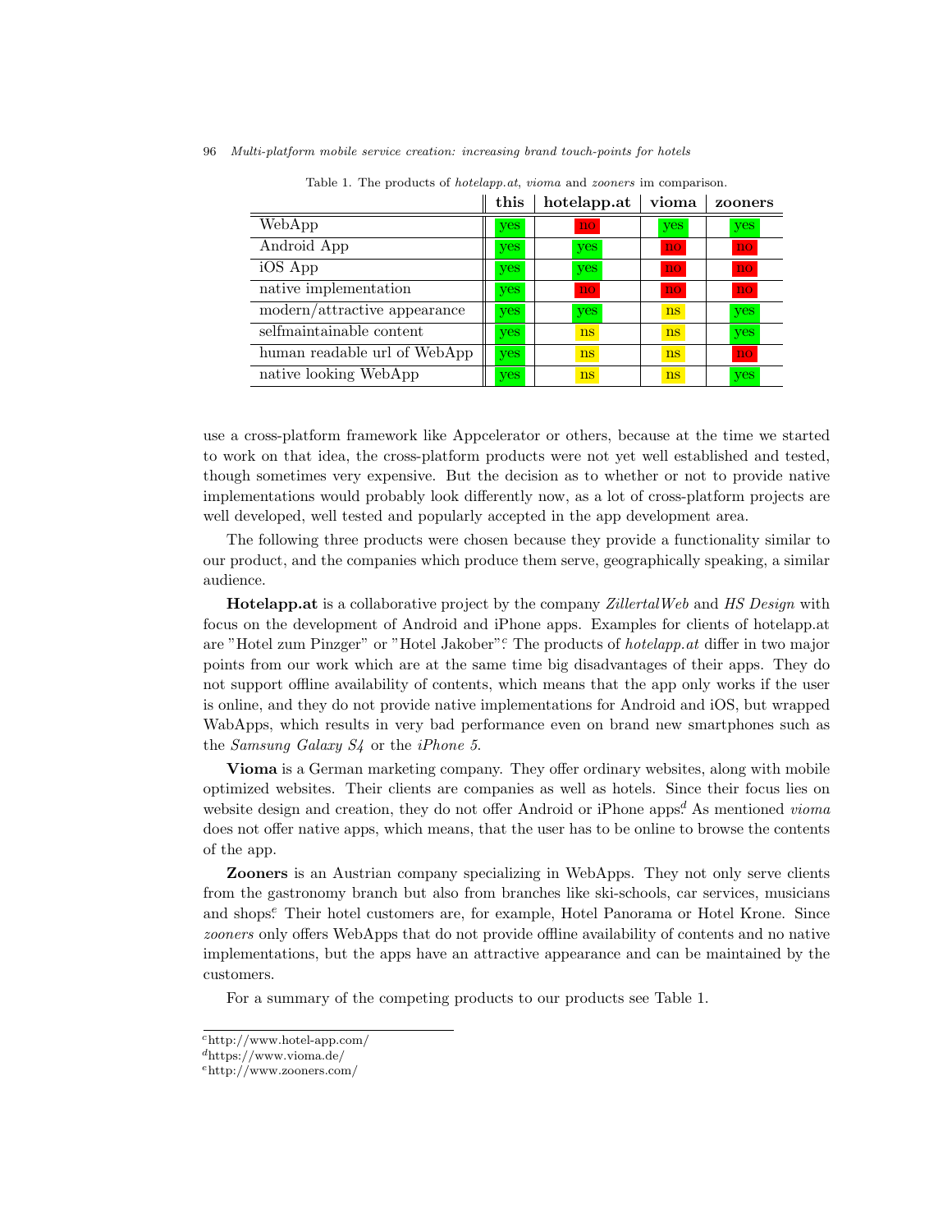Table 1. The products of *hotelapp.at*, *vioma* and *zooners* im comparison.

| | this | hotelapp.at | vioma | zooners |
|---|---|---|---|---|
| WebApp | yes | no | yes | yes |
| Android App | yes | yes | no | no |
| iOS App | yes | yes | no | no |
| native implementation | yes | no | no | no |
| modern/attractive appearance | yes | yes | ns | yes |
| selfmaintainable content | yes | ns | ns | yes |
| human readable url of WebApp | yes | ns | ns | no |
| native looking WebApp | yes | ns | ns | yes |

use a cross-platform framework like Appcelerator or others, because at the time we started to work on that idea, the cross-platform products were not yet well established and tested, though sometimes very expensive. But the decision as to whether or not to provide native implementations would probably look differently now, as a lot of cross-platform projects are well developed, well tested and popularly accepted in the app development area.

The following three products were chosen because they provide a functionality similar to our product, and the companies which produce them serve, geographically speaking, a similar audience.

**Hotelapp.at** is a collaborative project by the company *ZillertalWeb* and *HS Design* with focus on the development of Android and iPhone apps. Examples for clients of hotelapp.at are "Hotel zum Pinzger" or "Hotel Jakober".[c] The products of *hotelapp.at* differ in two major points from our work which are at the same time big disadvantages of their apps. They do not support offline availability of contents, which means that the app only works if the user is online, and they do not provide native implementations for Android and iOS, but wrapped WabApps, which results in very bad performance even on brand new smartphones such as the *Samsung Galaxy S4* or the *iPhone 5*.

**Vioma** is a German marketing company. They offer ordinary websites, along with mobile optimized websites. Their clients are companies as well as hotels. Since their focus lies on website design and creation, they do not offer Android or iPhone apps.[d] As mentioned *vioma* does not offer native apps, which means, that the user has to be online to browse the contents of the app.

**Zooners** is an Austrian company specializing in WebApps. They not only serve clients from the gastronomy branch but also from branches like ski-schools, car services, musicians and shops.[e] Their hotel customers are, for example, Hotel Panorama or Hotel Krone. Since *zooners* only offers WebApps that do not provide offline availability of contents and no native implementations, but the apps have an attractive appearance and can be maintained by the customers.

For a summary of the competing products to our products see Table 1.

[c] http://www.hotel-app.com/

[d] https://www.vioma.de/

[e] http://www.zooners.com/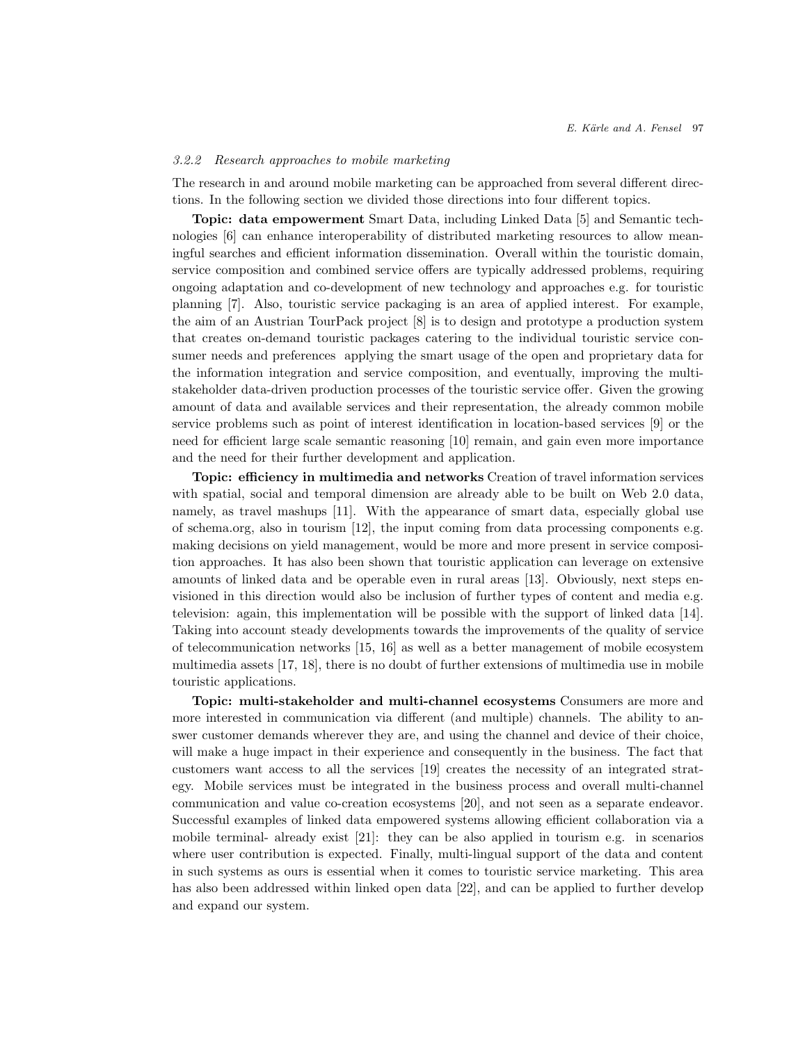### *3.2.2 Research approaches to mobile marketing*

The research in and around mobile marketing can be approached from several different directions. In the following section we divided those directions into four different topics.

**Topic: data empowerment** Smart Data, including Linked Data [5] and Semantic technologies [6] can enhance interoperability of distributed marketing resources to allow meaningful searches and efficient information dissemination. Overall within the touristic domain, service composition and combined service offers are typically addressed problems, requiring ongoing adaptation and co-development of new technology and approaches e.g. for touristic planning [7]. Also, touristic service packaging is an area of applied interest. For example, the aim of an Austrian TourPack project [8] is to design and prototype a production system that creates on-demand touristic packages catering to the individual touristic service consumer needs and preferences applying the smart usage of the open and proprietary data for the information integration and service composition, and eventually, improving the multi-stakeholder data-driven production processes of the touristic service offer. Given the growing amount of data and available services and their representation, the already common mobile service problems such as point of interest identification in location-based services [9] or the need for efficient large scale semantic reasoning [10] remain, and gain even more importance and the need for their further development and application.

**Topic: efficiency in multimedia and networks** Creation of travel information services with spatial, social and temporal dimension are already able to be built on Web 2.0 data, namely, as travel mashups [11]. With the appearance of smart data, especially global use of schema.org, also in tourism [12], the input coming from data processing components e.g. making decisions on yield management, would be more and more present in service composition approaches. It has also been shown that touristic application can leverage on extensive amounts of linked data and be operable even in rural areas [13]. Obviously, next steps envisioned in this direction would also be inclusion of further types of content and media e.g. television: again, this implementation will be possible with the support of linked data [14]. Taking into account steady developments towards the improvements of the quality of service of telecommunication networks [15, 16] as well as a better management of mobile ecosystem multimedia assets [17, 18], there is no doubt of further extensions of multimedia use in mobile touristic applications.

**Topic: multi-stakeholder and multi-channel ecosystems** Consumers are more and more interested in communication via different (and multiple) channels. The ability to answer customer demands wherever they are, and using the channel and device of their choice, will make a huge impact in their experience and consequently in the business. The fact that customers want access to all the services [19] creates the necessity of an integrated strategy. Mobile services must be integrated in the business process and overall multi-channel communication and value co-creation ecosystems [20], and not seen as a separate endeavor. Successful examples of linked data empowered systems allowing efficient collaboration via a mobile terminal- already exist [21]: they can be also applied in tourism e.g. in scenarios where user contribution is expected. Finally, multi-lingual support of the data and content in such systems as ours is essential when it comes to touristic service marketing. This area has also been addressed within linked open data [22], and can be applied to further develop and expand our system.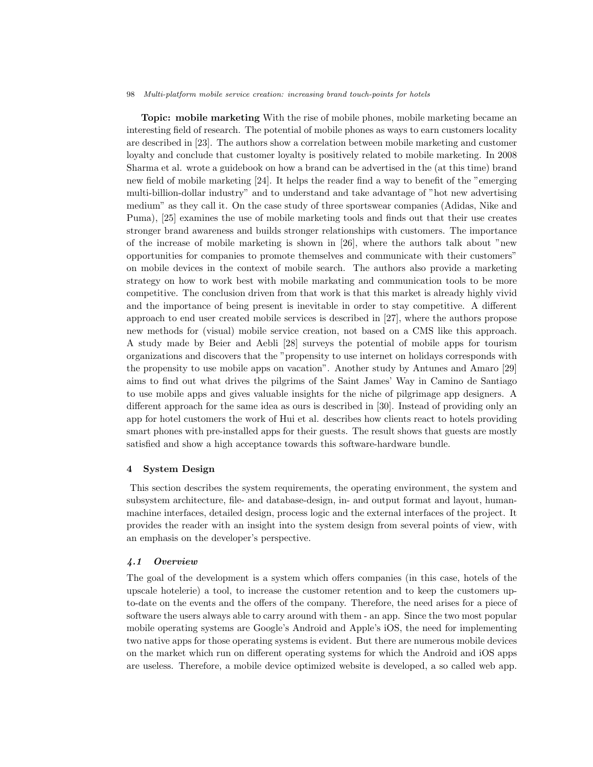**Topic: mobile marketing** With the rise of mobile phones, mobile marketing became an interesting field of research. The potential of mobile phones as ways to earn customers locality are described in [23]. The authors show a correlation between mobile marketing and customer loyalty and conclude that customer loyalty is positively related to mobile marketing. In 2008 Sharma et al. wrote a guidebook on how a brand can be advertised in the (at this time) brand new field of mobile marketing [24]. It helps the reader find a way to benefit of the "emerging multi-billion-dollar industry" and to understand and take advantage of "hot new advertising medium" as they call it. On the case study of three sportswear companies (Adidas, Nike and Puma), [25] examines the use of mobile marketing tools and finds out that their use creates stronger brand awareness and builds stronger relationships with customers. The importance of the increase of mobile marketing is shown in [26], where the authors talk about "new opportunities for companies to promote themselves and communicate with their customers" on mobile devices in the context of mobile search. The authors also provide a marketing strategy on how to work best with mobile markating and communication tools to be more competitive. The conclusion driven from that work is that this market is already highly vivid and the importance of being present is inevitable in order to stay competitive. A different approach to end user created mobile services is described in [27], where the authors propose new methods for (visual) mobile service creation, not based on a CMS like this approach. A study made by Beier and Aebli [28] surveys the potential of mobile apps for tourism organizations and discovers that the "propensity to use internet on holidays corresponds with the propensity to use mobile apps on vacation". Another study by Antunes and Amaro [29] aims to find out what drives the pilgrims of the Saint James' Way in Camino de Santiago to use mobile apps and gives valuable insights for the niche of pilgrimage app designers. A different approach for the same idea as ours is described in [30]. Instead of providing only an app for hotel customers the work of Hui et al. describes how clients react to hotels providing smart phones with pre-installed apps for their guests. The result shows that guests are mostly satisfied and show a high acceptance towards this software-hardware bundle.

## 4 System Design

This section describes the system requirements, the operating environment, the system and subsystem architecture, file- and database-design, in- and output format and layout, human-machine interfaces, detailed design, process logic and the external interfaces of the project. It provides the reader with an insight into the system design from several points of view, with an emphasis on the developer's perspective.

### *4.1 Overview*

The goal of the development is a system which offers companies (in this case, hotels of the upscale hotelerie) a tool, to increase the customer retention and to keep the customers up-to-date on the events and the offers of the company. Therefore, the need arises for a piece of software the users always able to carry around with them - an app. Since the two most popular mobile operating systems are Google's Android and Apple's iOS, the need for implementing two native apps for those operating systems is evident. But there are numerous mobile devices on the market which run on different operating systems for which the Android and iOS apps are useless. Therefore, a mobile device optimized website is developed, a so called web app.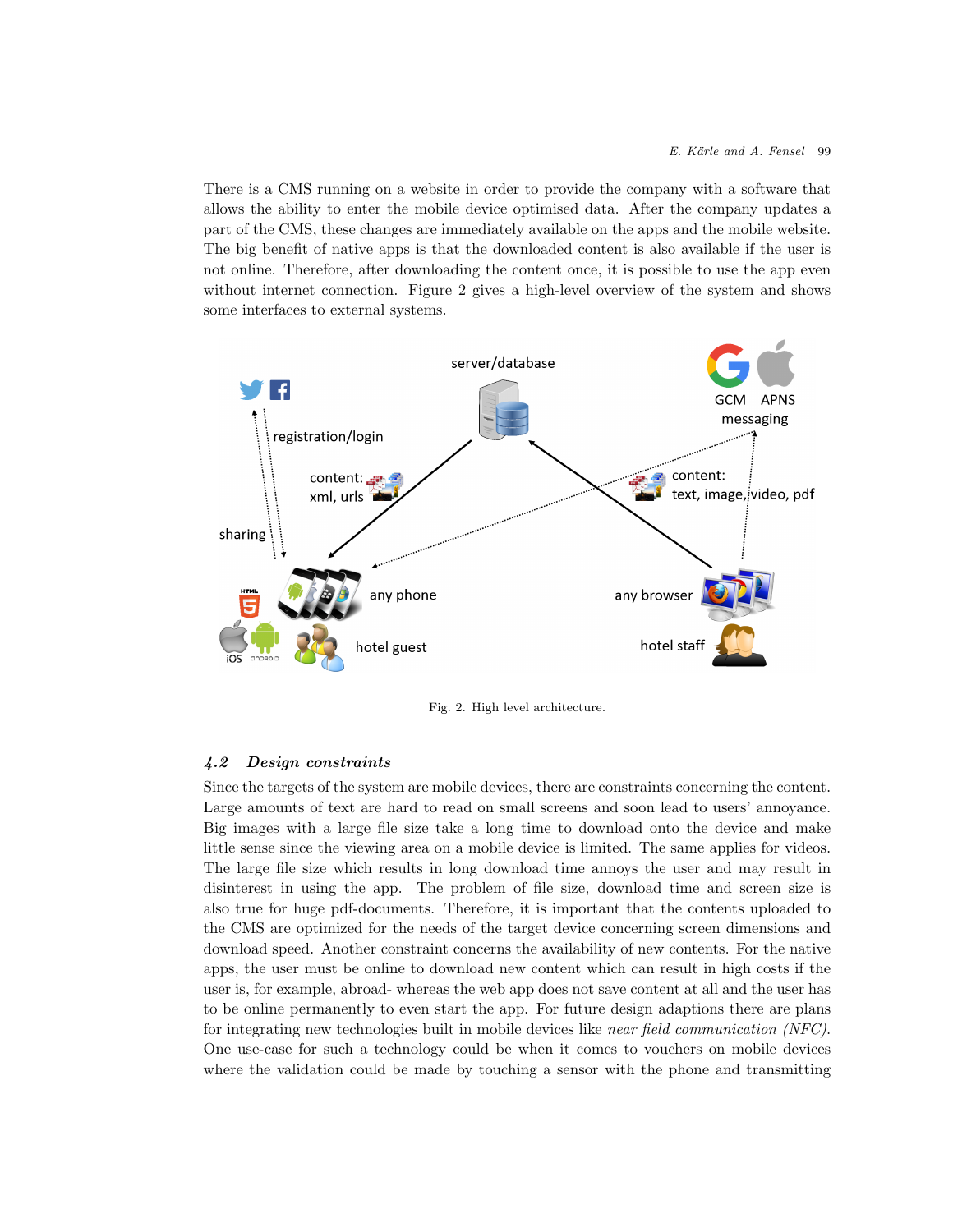There is a CMS running on a website in order to provide the company with a software that allows the ability to enter the mobile device optimised data. After the company updates a part of the CMS, these changes are immediately available on the apps and the mobile website. The big benefit of native apps is that the downloaded content is also available if the user is not online. Therefore, after downloading the content once, it is possible to use the app even without internet connection. Figure 2 gives a high-level overview of the system and shows some interfaces to external systems.

Fig. 2. High level architecture.

### 4.2 Design constraints

Since the targets of the system are mobile devices, there are constraints concerning the content. Large amounts of text are hard to read on small screens and soon lead to users' annoyance. Big images with a large file size take a long time to download onto the device and make little sense since the viewing area on a mobile device is limited. The same applies for videos. The large file size which results in long download time annoys the user and may result in disinterest in using the app. The problem of file size, download time and screen size is also true for huge pdf-documents. Therefore, it is important that the contents uploaded to the CMS are optimized for the needs of the target device concerning screen dimensions and download speed. Another constraint concerns the availability of new contents. For the native apps, the user must be online to download new content which can result in high costs if the user is, for example, abroad- whereas the web app does not save content at all and the user has to be online permanently to even start the app. For future design adaptions there are plans for integrating new technologies built in mobile devices like *near field communication (NFC)*. One use-case for such a technology could be when it comes to vouchers on mobile devices where the validation could be made by touching a sensor with the phone and transmitting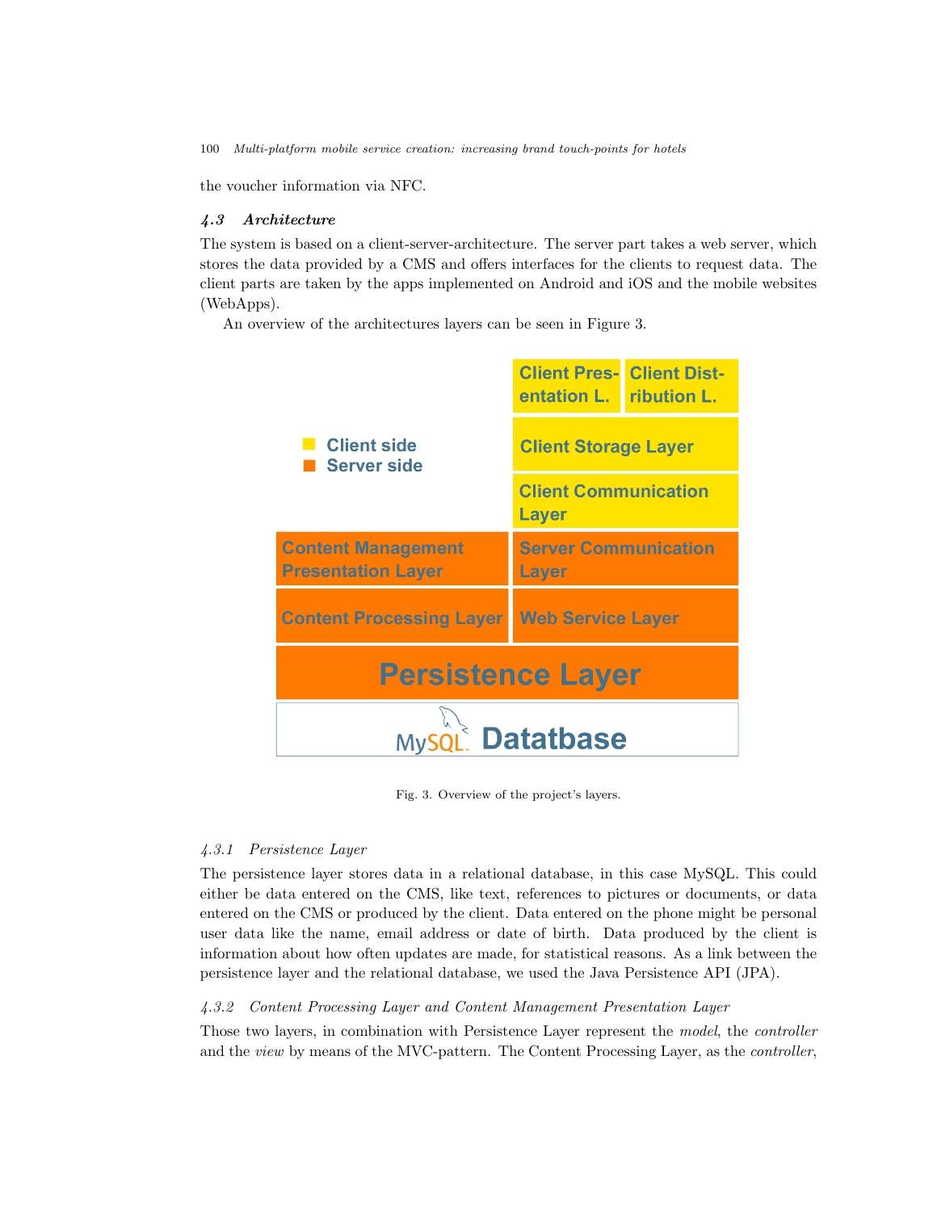the voucher information via NFC.

### 4.3 Architecture

The system is based on a client-server-architecture. The server part takes a web server, which stores the data provided by a CMS and offers interfaces for the clients to request data. The client parts are taken by the apps implemented on Android and iOS and the mobile websites (WebApps).

An overview of the architectures layers can be seen in Figure 3.

| | Client Presentation L. | Client Distribution L. |
|---|---|---|
| | Client Storage Layer | |
| | Client Communication Layer | |
| Content Management Presentation Layer | Server Communication Layer | |
| Content Processing Layer | Web Service Layer | |
| Persistence Layer | | |
| MySQL Datatbase | | |

Legend: Client side (yellow); Server side (orange)

Fig. 3. Overview of the project's layers.

#### 4.3.1 Persistence Layer

The persistence layer stores data in a relational database, in this case MySQL. This could either be data entered on the CMS, like text, references to pictures or documents, or data entered on the CMS or produced by the client. Data entered on the phone might be personal user data like the name, email address or date of birth. Data produced by the client is information about how often updates are made, for statistical reasons. As a link between the persistence layer and the relational database, we used the Java Persistence API (JPA).

#### 4.3.2 Content Processing Layer and Content Management Presentation Layer

Those two layers, in combination with Persistence Layer represent the *model*, the *controller* and the *view* by means of the MVC-pattern. The Content Processing Layer, as the *controller*,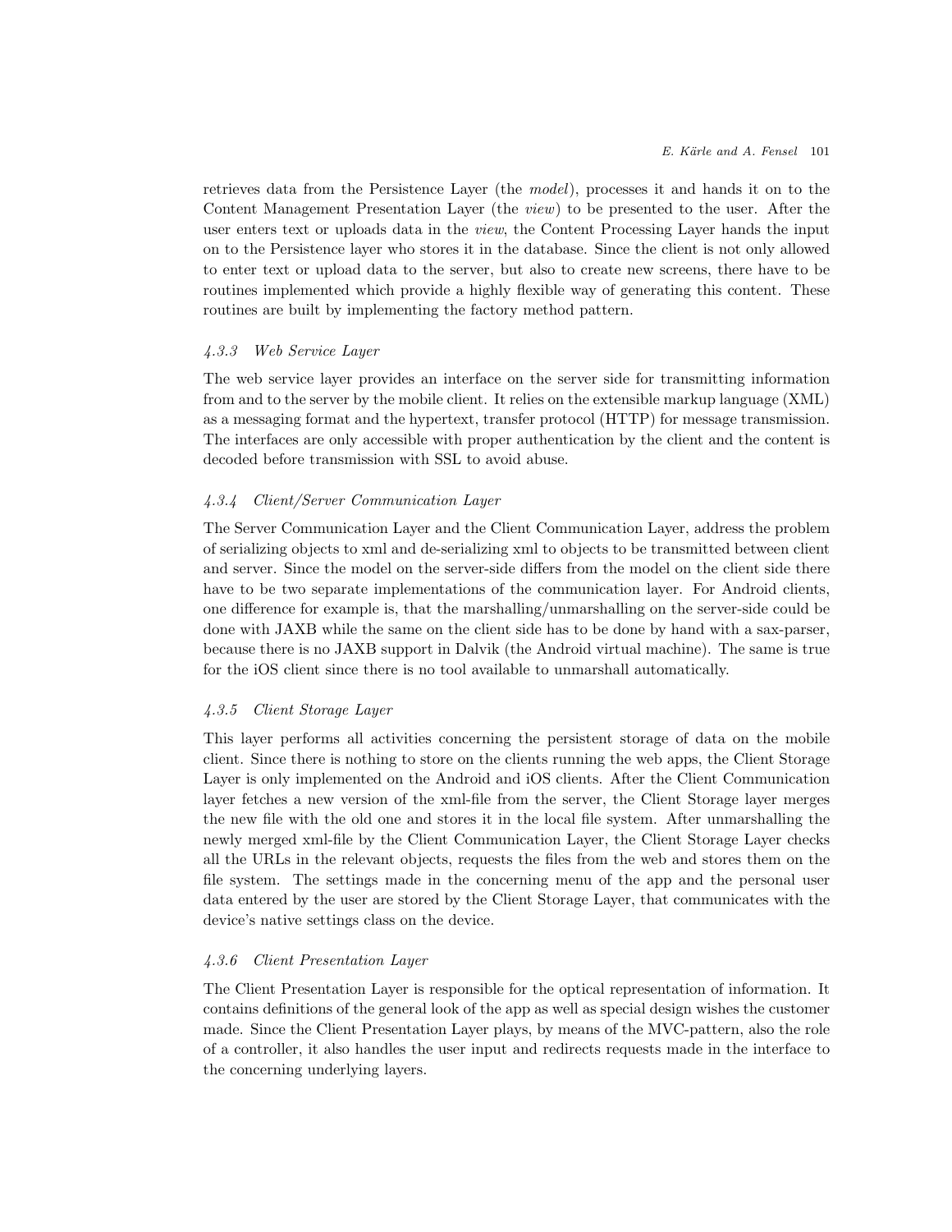retrieves data from the Persistence Layer (the *model*), processes it and hands it on to the Content Management Presentation Layer (the *view*) to be presented to the user. After the user enters text or uploads data in the *view*, the Content Processing Layer hands the input on to the Persistence layer who stores it in the database. Since the client is not only allowed to enter text or upload data to the server, but also to create new screens, there have to be routines implemented which provide a highly flexible way of generating this content. These routines are built by implementing the factory method pattern.

### *4.3.3 Web Service Layer*

The web service layer provides an interface on the server side for transmitting information from and to the server by the mobile client. It relies on the extensible markup language (XML) as a messaging format and the hypertext, transfer protocol (HTTP) for message transmission. The interfaces are only accessible with proper authentication by the client and the content is decoded before transmission with SSL to avoid abuse.

### *4.3.4 Client/Server Communication Layer*

The Server Communication Layer and the Client Communication Layer, address the problem of serializing objects to xml and de-serializing xml to objects to be transmitted between client and server. Since the model on the server-side differs from the model on the client side there have to be two separate implementations of the communication layer. For Android clients, one difference for example is, that the marshalling/unmarshalling on the server-side could be done with JAXB while the same on the client side has to be done by hand with a sax-parser, because there is no JAXB support in Dalvik (the Android virtual machine). The same is true for the iOS client since there is no tool available to unmarshall automatically.

### *4.3.5 Client Storage Layer*

This layer performs all activities concerning the persistent storage of data on the mobile client. Since there is nothing to store on the clients running the web apps, the Client Storage Layer is only implemented on the Android and iOS clients. After the Client Communication layer fetches a new version of the xml-file from the server, the Client Storage layer merges the new file with the old one and stores it in the local file system. After unmarshalling the newly merged xml-file by the Client Communication Layer, the Client Storage Layer checks all the URLs in the relevant objects, requests the files from the web and stores them on the file system. The settings made in the concerning menu of the app and the personal user data entered by the user are stored by the Client Storage Layer, that communicates with the device's native settings class on the device.

### *4.3.6 Client Presentation Layer*

The Client Presentation Layer is responsible for the optical representation of information. It contains definitions of the general look of the app as well as special design wishes the customer made. Since the Client Presentation Layer plays, by means of the MVC-pattern, also the role of a controller, it also handles the user input and redirects requests made in the interface to the concerning underlying layers.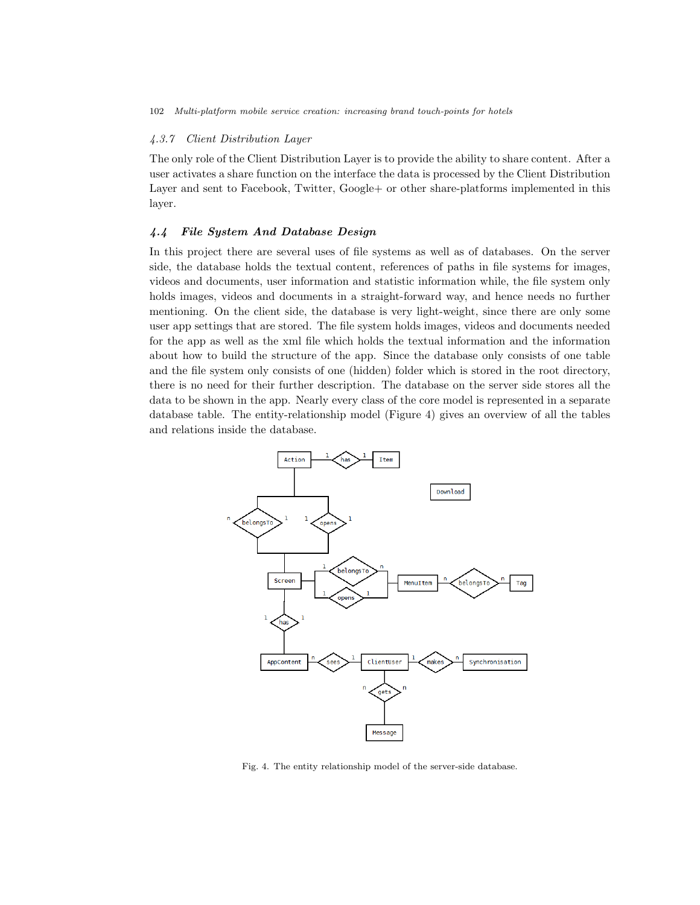### 4.3.7 *Client Distribution Layer*

The only role of the Client Distribution Layer is to provide the ability to share content. After a user activates a share function on the interface the data is processed by the Client Distribution Layer and sent to Facebook, Twitter, Google+ or other share-platforms implemented in this layer.

## 4.4 *File System And Database Design*

In this project there are several uses of file systems as well as of databases. On the server side, the database holds the textual content, references of paths in file systems for images, videos and documents, user information and statistic information while, the file system only holds images, videos and documents in a straight-forward way, and hence needs no further mentioning. On the client side, the database is very light-weight, since there are only some user app settings that are stored. The file system holds images, videos and documents needed for the app as well as the xml file which holds the textual information and the information about how to build the structure of the app. Since the database only consists of one table and the file system only consists of one (hidden) folder which is stored in the root directory, there is no need for their further description. The database on the server side stores all the data to be shown in the app. Nearly every class of the core model is represented in a separate database table. The entity-relationship model (Figure 4) gives an overview of all the tables and relations inside the database.

Fig. 4. The entity relationship model of the server-side database.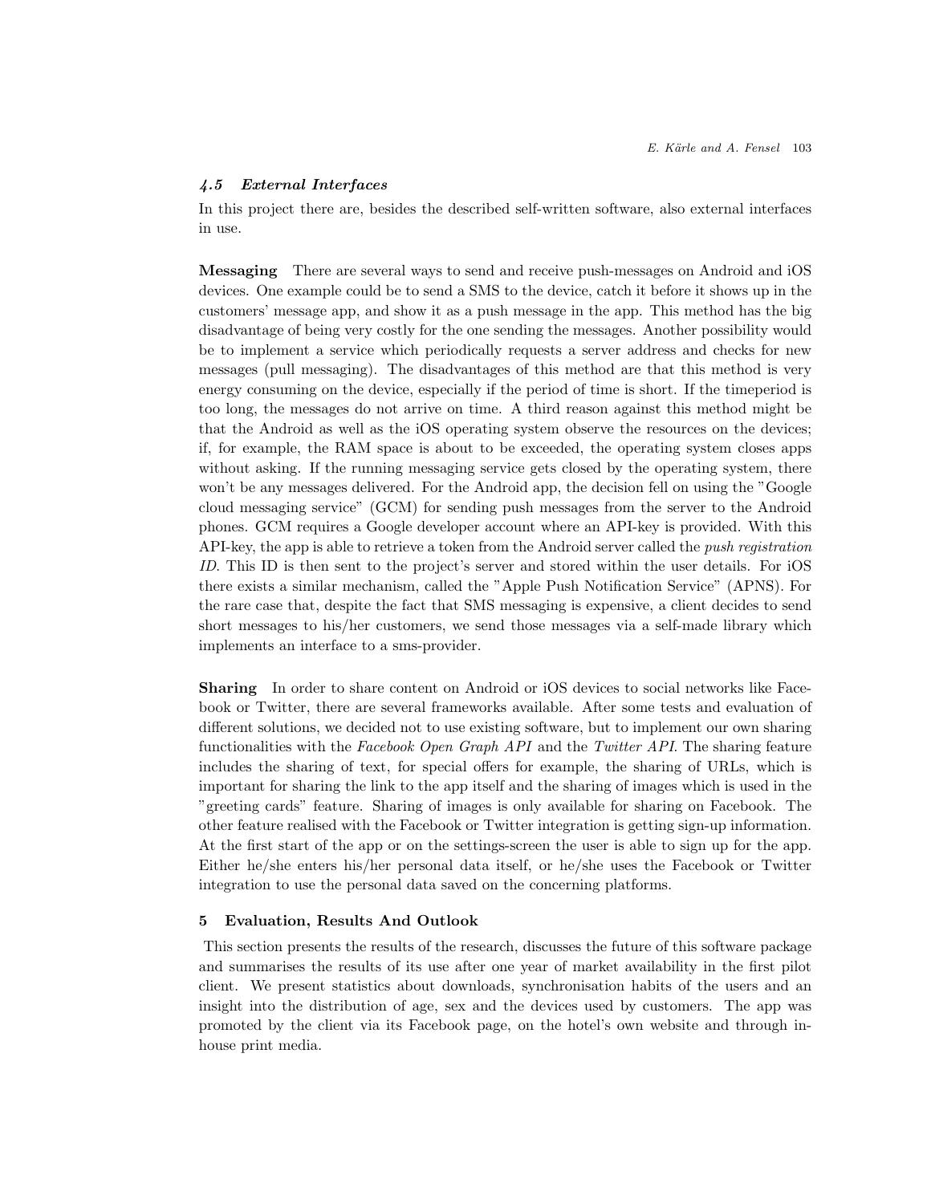### *4.5 External Interfaces*

In this project there are, besides the described self-written software, also external interfaces in use.

**Messaging** There are several ways to send and receive push-messages on Android and iOS devices. One example could be to send a SMS to the device, catch it before it shows up in the customers' message app, and show it as a push message in the app. This method has the big disadvantage of being very costly for the one sending the messages. Another possibility would be to implement a service which periodically requests a server address and checks for new messages (pull messaging). The disadvantages of this method are that this method is very energy consuming on the device, especially if the period of time is short. If the timeperiod is too long, the messages do not arrive on time. A third reason against this method might be that the Android as well as the iOS operating system observe the resources on the devices; if, for example, the RAM space is about to be exceeded, the operating system closes apps without asking. If the running messaging service gets closed by the operating system, there won't be any messages delivered. For the Android app, the decision fell on using the "Google cloud messaging service" (GCM) for sending push messages from the server to the Android phones. GCM requires a Google developer account where an API-key is provided. With this API-key, the app is able to retrieve a token from the Android server called the *push registration ID*. This ID is then sent to the project's server and stored within the user details. For iOS there exists a similar mechanism, called the "Apple Push Notification Service" (APNS). For the rare case that, despite the fact that SMS messaging is expensive, a client decides to send short messages to his/her customers, we send those messages via a self-made library which implements an interface to a sms-provider.

**Sharing** In order to share content on Android or iOS devices to social networks like Facebook or Twitter, there are several frameworks available. After some tests and evaluation of different solutions, we decided not to use existing software, but to implement our own sharing functionalities with the *Facebook Open Graph API* and the *Twitter API*. The sharing feature includes the sharing of text, for special offers for example, the sharing of URLs, which is important for sharing the link to the app itself and the sharing of images which is used in the "greeting cards" feature. Sharing of images is only available for sharing on Facebook. The other feature realised with the Facebook or Twitter integration is getting sign-up information. At the first start of the app or on the settings-screen the user is able to sign up for the app. Either he/she enters his/her personal data itself, or he/she uses the Facebook or Twitter integration to use the personal data saved on the concerning platforms.

## 5 Evaluation, Results And Outlook

This section presents the results of the research, discusses the future of this software package and summarises the results of its use after one year of market availability in the first pilot client. We present statistics about downloads, synchronisation habits of the users and an insight into the distribution of age, sex and the devices used by customers. The app was promoted by the client via its Facebook page, on the hotel's own website and through in-house print media.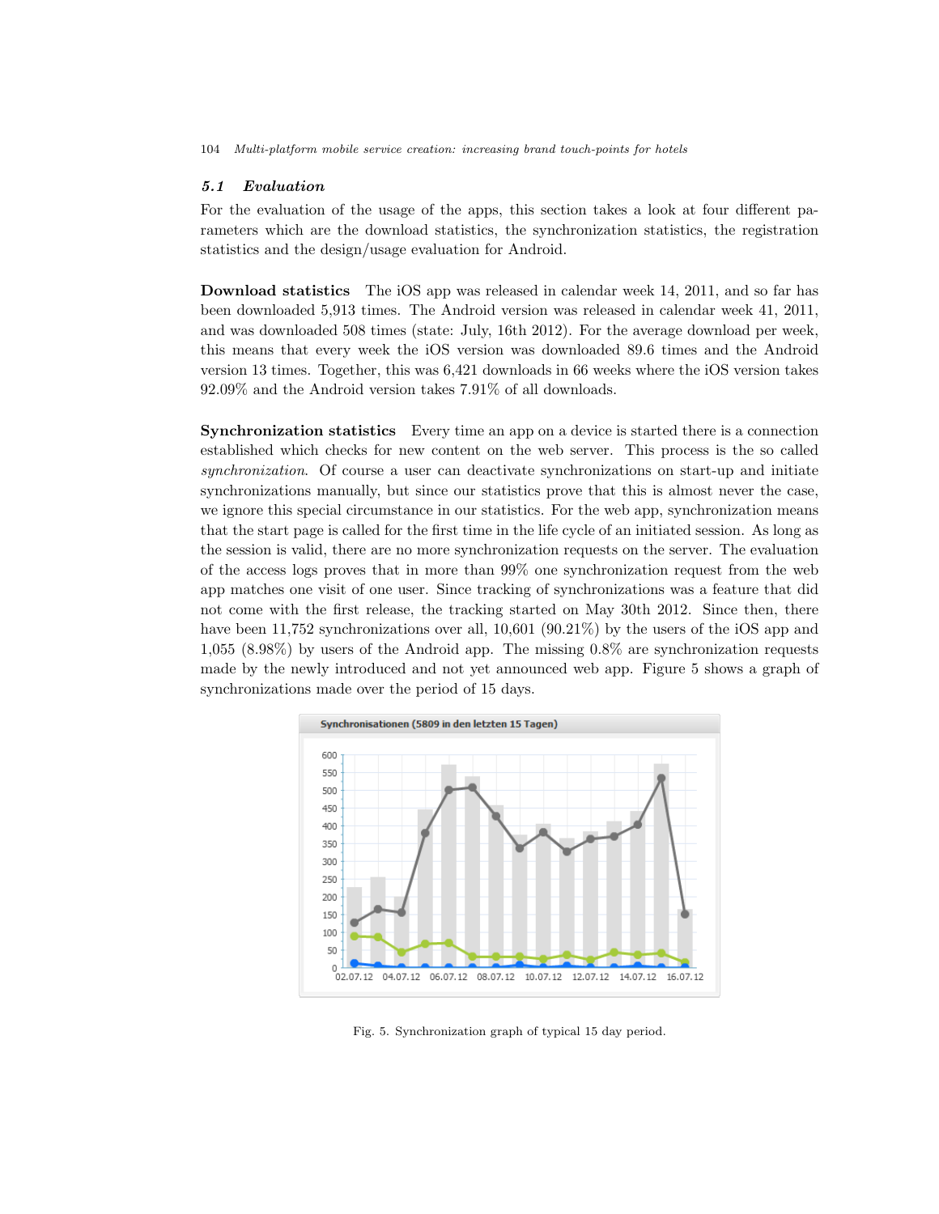### 5.1 Evaluation

For the evaluation of the usage of the apps, this section takes a look at four different parameters which are the download statistics, the synchronization statistics, the registration statistics and the design/usage evaluation for Android.

**Download statistics** The iOS app was released in calendar week 14, 2011, and so far has been downloaded 5,913 times. The Android version was released in calendar week 41, 2011, and was downloaded 508 times (state: July, 16th 2012). For the average download per week, this means that every week the iOS version was downloaded 89.6 times and the Android version 13 times. Together, this was 6,421 downloads in 66 weeks where the iOS version takes 92.09% and the Android version takes 7.91% of all downloads.

**Synchronization statistics** Every time an app on a device is started there is a connection established which checks for new content on the web server. This process is the so called *synchronization*. Of course a user can deactivate synchronizations on start-up and initiate synchronizations manually, but since our statistics prove that this is almost never the case, we ignore this special circumstance in our statistics. For the web app, synchronization means that the start page is called for the first time in the life cycle of an initiated session. As long as the session is valid, there are no more synchronization requests on the server. The evaluation of the access logs proves that in more than 99% one synchronization request from the web app matches one visit of one user. Since tracking of synchronizations was a feature that did not come with the first release, the tracking started on May 30th 2012. Since then, there have been 11,752 synchronizations over all, 10,601 (90.21%) by the users of the iOS app and 1,055 (8.98%) by users of the Android app. The missing 0.8% are synchronization requests made by the newly introduced and not yet announced web app. Figure 5 shows a graph of synchronizations made over the period of 15 days.

Fig. 5. Synchronization graph of typical 15 day period.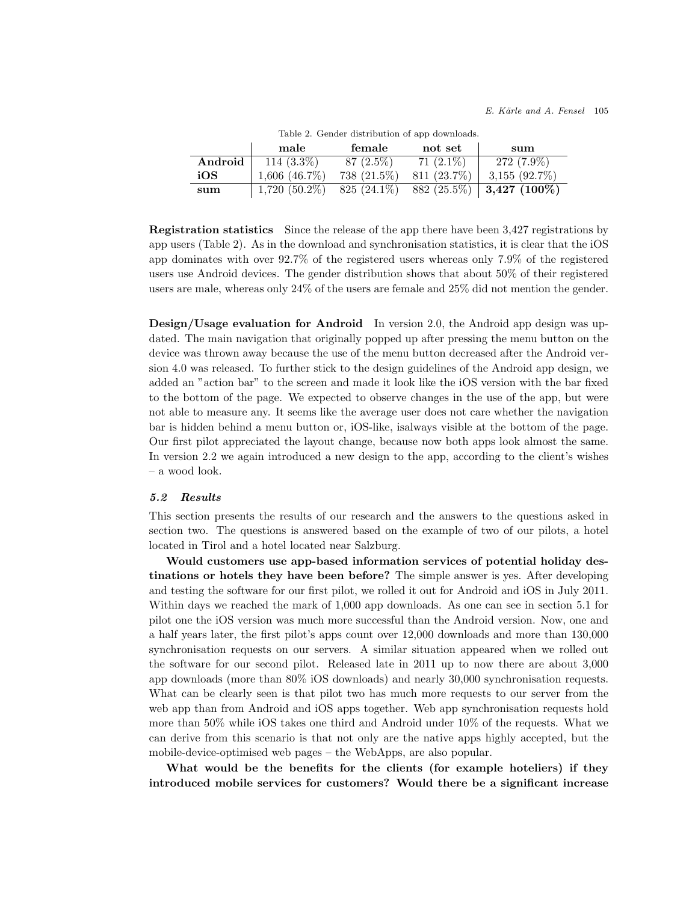Table 2. Gender distribution of app downloads.

| | male | female | not set | sum |
|---|---|---|---|---|
| **Android** | 114 (3.3%) | 87 (2.5%) | 71 (2.1%) | 272 (7.9%) |
| **iOS** | 1,606 (46.7%) | 738 (21.5%) | 811 (23.7%) | 3,155 (92.7%) |
| **sum** | 1,720 (50.2%) | 825 (24.1%) | 882 (25.5%) | **3,427 (100%)** |

**Registration statistics** Since the release of the app there have been 3,427 registrations by app users (Table 2). As in the download and synchronisation statistics, it is clear that the iOS app dominates with over 92.7% of the registered users whereas only 7.9% of the registered users use Android devices. The gender distribution shows that about 50% of their registered users are male, whereas only 24% of the users are female and 25% did not mention the gender.

**Design/Usage evaluation for Android** In version 2.0, the Android app design was updated. The main navigation that originally popped up after pressing the menu button on the device was thrown away because the use of the menu button decreased after the Android version 4.0 was released. To further stick to the design guidelines of the Android app design, we added an "action bar" to the screen and made it look like the iOS version with the bar fixed to the bottom of the page. We expected to observe changes in the use of the app, but were not able to measure any. It seems like the average user does not care whether the navigation bar is hidden behind a menu button or, iOS-like, isalways visible at the bottom of the page. Our first pilot appreciated the layout change, because now both apps look almost the same. In version 2.2 we again introduced a new design to the app, according to the client's wishes – a wood look.

### *5.2 Results*

This section presents the results of our research and the answers to the questions asked in section two. The questions is answered based on the example of two of our pilots, a hotel located in Tirol and a hotel located near Salzburg.

**Would customers use app-based information services of potential holiday destinations or hotels they have been before?** The simple answer is yes. After developing and testing the software for our first pilot, we rolled it out for Android and iOS in July 2011. Within days we reached the mark of 1,000 app downloads. As one can see in section 5.1 for pilot one the iOS version was much more successful than the Android version. Now, one and a half years later, the first pilot's apps count over 12,000 downloads and more than 130,000 synchronisation requests on our servers. A similar situation appeared when we rolled out the software for our second pilot. Released late in 2011 up to now there are about 3,000 app downloads (more than 80% iOS downloads) and nearly 30,000 synchronisation requests. What can be clearly seen is that pilot two has much more requests to our server from the web app than from Android and iOS apps together. Web app synchronisation requests hold more than 50% while iOS takes one third and Android under 10% of the requests. What we can derive from this scenario is that not only are the native apps highly accepted, but the mobile-device-optimised web pages – the WebApps, are also popular.

**What would be the benefits for the clients (for example hoteliers) if they introduced mobile services for customers? Would there be a significant increase**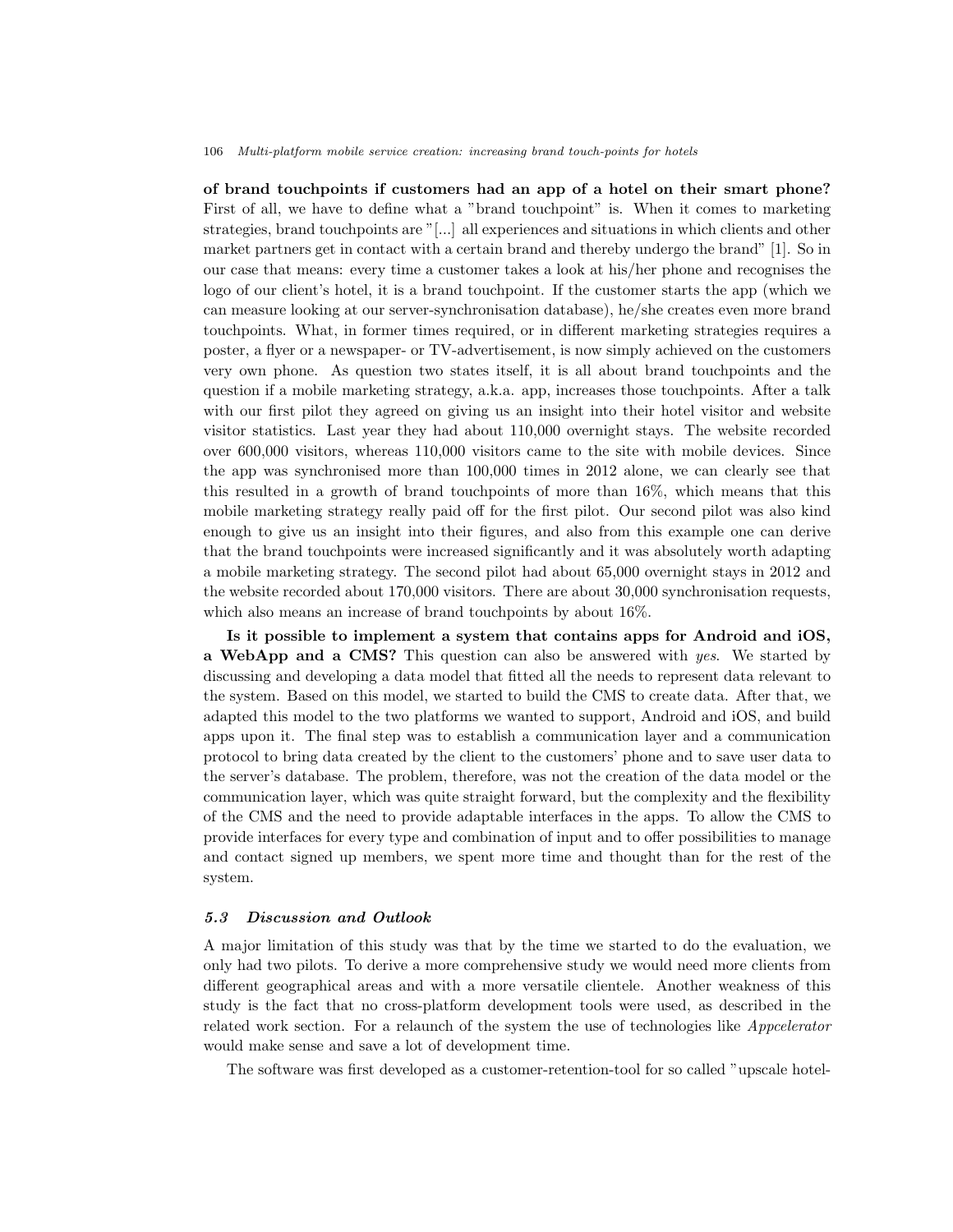**of brand touchpoints if customers had an app of a hotel on their smart phone?** First of all, we have to define what a "brand touchpoint" is. When it comes to marketing strategies, brand touchpoints are "[...] all experiences and situations in which clients and other market partners get in contact with a certain brand and thereby undergo the brand" [1]. So in our case that means: every time a customer takes a look at his/her phone and recognises the logo of our client's hotel, it is a brand touchpoint. If the customer starts the app (which we can measure looking at our server-synchronisation database), he/she creates even more brand touchpoints. What, in former times required, or in different marketing strategies requires a poster, a flyer or a newspaper- or TV-advertisement, is now simply achieved on the customers very own phone. As question two states itself, it is all about brand touchpoints and the question if a mobile marketing strategy, a.k.a. app, increases those touchpoints. After a talk with our first pilot they agreed on giving us an insight into their hotel visitor and website visitor statistics. Last year they had about 110,000 overnight stays. The website recorded over 600,000 visitors, whereas 110,000 visitors came to the site with mobile devices. Since the app was synchronised more than 100,000 times in 2012 alone, we can clearly see that this resulted in a growth of brand touchpoints of more than 16%, which means that this mobile marketing strategy really paid off for the first pilot. Our second pilot was also kind enough to give us an insight into their figures, and also from this example one can derive that the brand touchpoints were increased significantly and it was absolutely worth adapting a mobile marketing strategy. The second pilot had about 65,000 overnight stays in 2012 and the website recorded about 170,000 visitors. There are about 30,000 synchronisation requests, which also means an increase of brand touchpoints by about 16%.

**Is it possible to implement a system that contains apps for Android and iOS, a WebApp and a CMS?** This question can also be answered with *yes*. We started by discussing and developing a data model that fitted all the needs to represent data relevant to the system. Based on this model, we started to build the CMS to create data. After that, we adapted this model to the two platforms we wanted to support, Android and iOS, and build apps upon it. The final step was to establish a communication layer and a communication protocol to bring data created by the client to the customers' phone and to save user data to the server's database. The problem, therefore, was not the creation of the data model or the communication layer, which was quite straight forward, but the complexity and the flexibility of the CMS and the need to provide adaptable interfaces in the apps. To allow the CMS to provide interfaces for every type and combination of input and to offer possibilities to manage and contact signed up members, we spent more time and thought than for the rest of the system.

### *5.3 Discussion and Outlook*

A major limitation of this study was that by the time we started to do the evaluation, we only had two pilots. To derive a more comprehensive study we would need more clients from different geographical areas and with a more versatile clientele. Another weakness of this study is the fact that no cross-platform development tools were used, as described in the related work section. For a relaunch of the system the use of technologies like *Appcelerator* would make sense and save a lot of development time.

The software was first developed as a customer-retention-tool for so called "upscale hotel-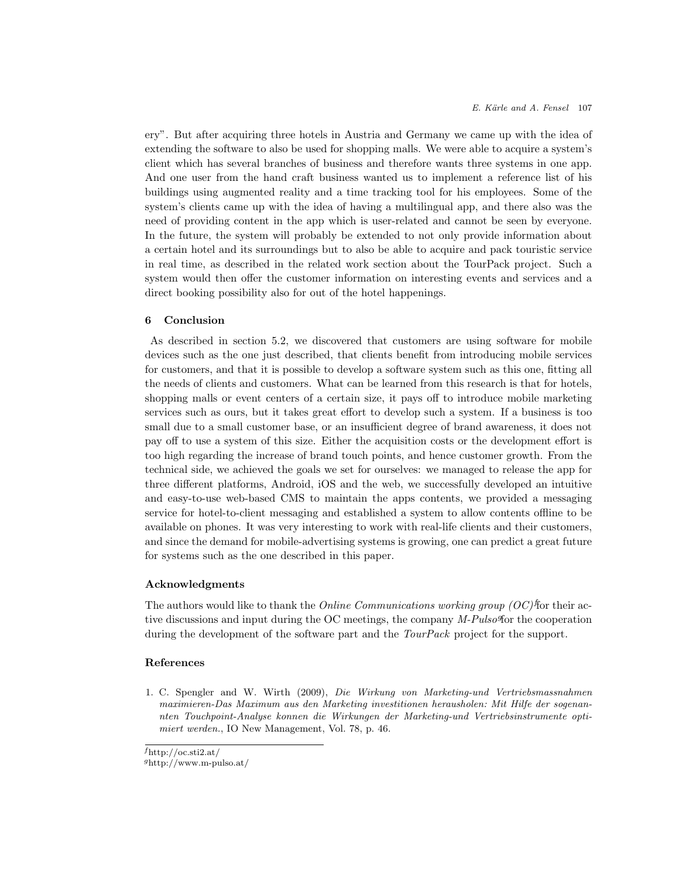ery". But after acquiring three hotels in Austria and Germany we came up with the idea of extending the software to also be used for shopping malls. We were able to acquire a system's client which has several branches of business and therefore wants three systems in one app. And one user from the hand craft business wanted us to implement a reference list of his buildings using augmented reality and a time tracking tool for his employees. Some of the system's clients came up with the idea of having a multilingual app, and there also was the need of providing content in the app which is user-related and cannot be seen by everyone. In the future, the system will probably be extended to not only provide information about a certain hotel and its surroundings but to also be able to acquire and pack touristic service in real time, as described in the related work section about the TourPack project. Such a system would then offer the customer information on interesting events and services and a direct booking possibility also for out of the hotel happenings.

## 6 Conclusion

As described in section 5.2, we discovered that customers are using software for mobile devices such as the one just described, that clients benefit from introducing mobile services for customers, and that it is possible to develop a software system such as this one, fitting all the needs of clients and customers. What can be learned from this research is that for hotels, shopping malls or event centers of a certain size, it pays off to introduce mobile marketing services such as ours, but it takes great effort to develop such a system. If a business is too small due to a small customer base, or an insufficient degree of brand awareness, it does not pay off to use a system of this size. Either the acquisition costs or the development effort is too high regarding the increase of brand touch points, and hence customer growth. From the technical side, we achieved the goals we set for ourselves: we managed to release the app for three different platforms, Android, iOS and the web, we successfully developed an intuitive and easy-to-use web-based CMS to maintain the apps contents, we provided a messaging service for hotel-to-client messaging and established a system to allow contents offline to be available on phones. It was very interesting to work with real-life clients and their customers, and since the demand for mobile-advertising systems is growing, one can predict a great future for systems such as the one described in this paper.

### Acknowledgments

The authors would like to thank the *Online Communications working group (OC)*[f] for their active discussions and input during the OC meetings, the company *M-Pulso*[g] for the cooperation during the development of the software part and the *TourPack* project for the support.

### References

1. C. Spengler and W. Wirth (2009), *Die Wirkung von Marketing-und Vertriebsmassnahmen maximieren-Das Maximum aus den Marketing investitionen herausholen: Mit Hilfe der sogenannten Touchpoint-Analyse konnen die Wirkungen der Marketing-und Vertriebsinstrumente optimiert werden.*, IO New Management, Vol. 78, p. 46.

[f] http://oc.sti2.at/
[g] http://www.m-pulso.at/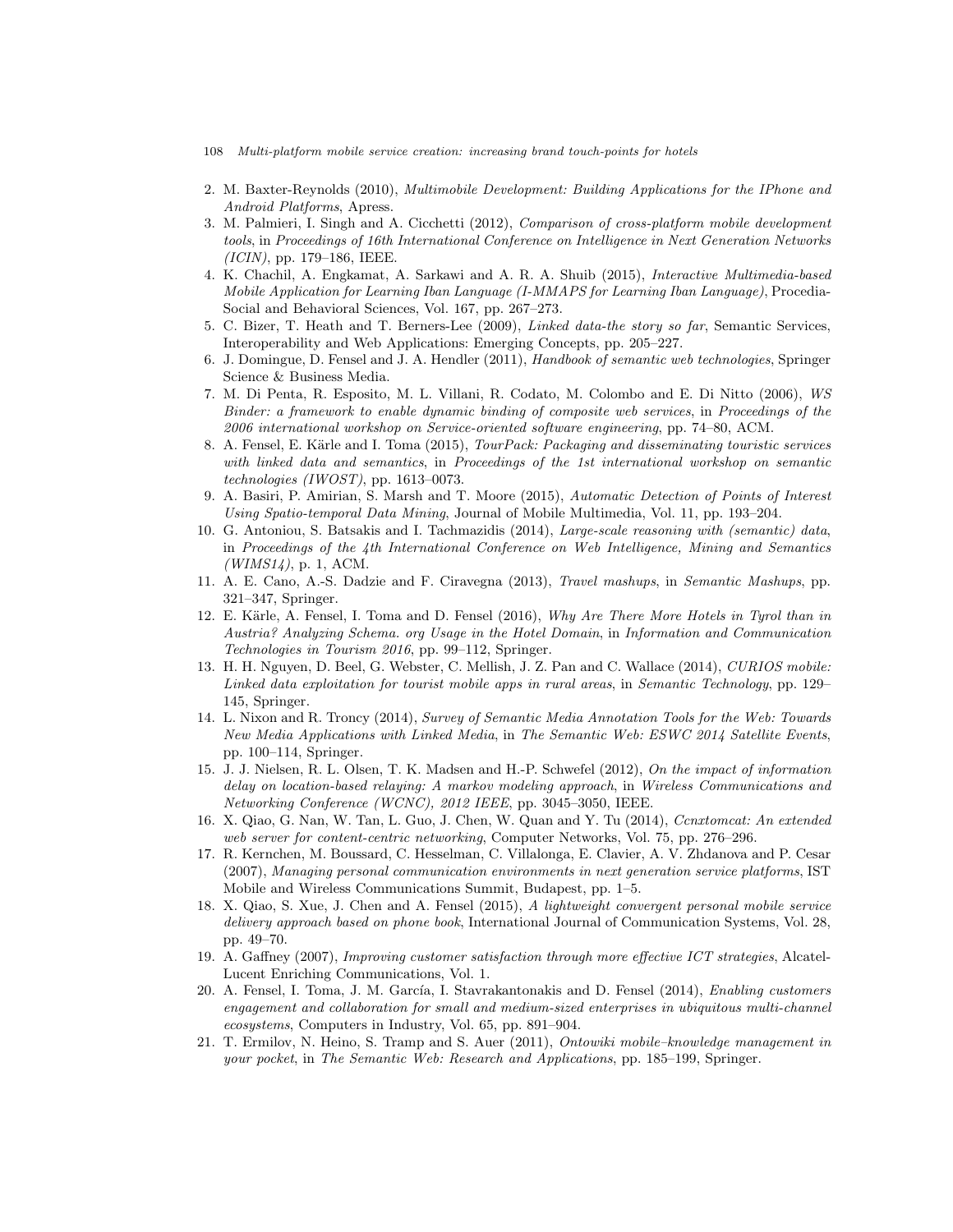2. M. Baxter-Reynolds (2010), *Multimobile Development: Building Applications for the IPhone and Android Platforms*, Apress.
3. M. Palmieri, I. Singh and A. Cicchetti (2012), *Comparison of cross-platform mobile development tools*, in *Proceedings of 16th International Conference on Intelligence in Next Generation Networks (ICIN)*, pp. 179–186, IEEE.
4. K. Chachil, A. Engkamat, A. Sarkawi and A. R. A. Shuib (2015), *Interactive Multimedia-based Mobile Application for Learning Iban Language (I-MMAPS for Learning Iban Language)*, Procedia-Social and Behavioral Sciences, Vol. 167, pp. 267–273.
5. C. Bizer, T. Heath and T. Berners-Lee (2009), *Linked data-the story so far*, Semantic Services, Interoperability and Web Applications: Emerging Concepts, pp. 205–227.
6. J. Domingue, D. Fensel and J. A. Hendler (2011), *Handbook of semantic web technologies*, Springer Science & Business Media.
7. M. Di Penta, R. Esposito, M. L. Villani, R. Codato, M. Colombo and E. Di Nitto (2006), *WS Binder: a framework to enable dynamic binding of composite web services*, in *Proceedings of the 2006 international workshop on Service-oriented software engineering*, pp. 74–80, ACM.
8. A. Fensel, E. Kärle and I. Toma (2015), *TourPack: Packaging and disseminating touristic services with linked data and semantics*, in *Proceedings of the 1st international workshop on semantic technologies (IWOST)*, pp. 1613–0073.
9. A. Basiri, P. Amirian, S. Marsh and T. Moore (2015), *Automatic Detection of Points of Interest Using Spatio-temporal Data Mining*, Journal of Mobile Multimedia, Vol. 11, pp. 193–204.
10. G. Antoniou, S. Batsakis and I. Tachmazidis (2014), *Large-scale reasoning with (semantic) data*, in *Proceedings of the 4th International Conference on Web Intelligence, Mining and Semantics (WIMS14)*, p. 1, ACM.
11. A. E. Cano, A.-S. Dadzie and F. Ciravegna (2013), *Travel mashups*, in *Semantic Mashups*, pp. 321–347, Springer.
12. E. Kärle, A. Fensel, I. Toma and D. Fensel (2016), *Why Are There More Hotels in Tyrol than in Austria? Analyzing Schema. org Usage in the Hotel Domain*, in *Information and Communication Technologies in Tourism 2016*, pp. 99–112, Springer.
13. H. H. Nguyen, D. Beel, G. Webster, C. Mellish, J. Z. Pan and C. Wallace (2014), *CURIOS mobile: Linked data exploitation for tourist mobile apps in rural areas*, in *Semantic Technology*, pp. 129–145, Springer.
14. L. Nixon and R. Troncy (2014), *Survey of Semantic Media Annotation Tools for the Web: Towards New Media Applications with Linked Media*, in *The Semantic Web: ESWC 2014 Satellite Events*, pp. 100–114, Springer.
15. J. J. Nielsen, R. L. Olsen, T. K. Madsen and H.-P. Schwefel (2012), *On the impact of information delay on location-based relaying: A markov modeling approach*, in *Wireless Communications and Networking Conference (WCNC), 2012 IEEE*, pp. 3045–3050, IEEE.
16. X. Qiao, G. Nan, W. Tan, L. Guo, J. Chen, W. Quan and Y. Tu (2014), *Ccnxtomcat: An extended web server for content-centric networking*, Computer Networks, Vol. 75, pp. 276–296.
17. R. Kernchen, M. Boussard, C. Hesselman, C. Villalonga, E. Clavier, A. V. Zhdanova and P. Cesar (2007), *Managing personal communication environments in next generation service platforms*, IST Mobile and Wireless Communications Summit, Budapest, pp. 1–5.
18. X. Qiao, S. Xue, J. Chen and A. Fensel (2015), *A lightweight convergent personal mobile service delivery approach based on phone book*, International Journal of Communication Systems, Vol. 28, pp. 49–70.
19. A. Gaffney (2007), *Improving customer satisfaction through more effective ICT strategies*, Alcatel-Lucent Enriching Communications, Vol. 1.
20. A. Fensel, I. Toma, J. M. García, I. Stavrakantonakis and D. Fensel (2014), *Enabling customers engagement and collaboration for small and medium-sized enterprises in ubiquitous multi-channel ecosystems*, Computers in Industry, Vol. 65, pp. 891–904.
21. T. Ermilov, N. Heino, S. Tramp and S. Auer (2011), *Ontowiki mobile–knowledge management in your pocket*, in *The Semantic Web: Research and Applications*, pp. 185–199, Springer.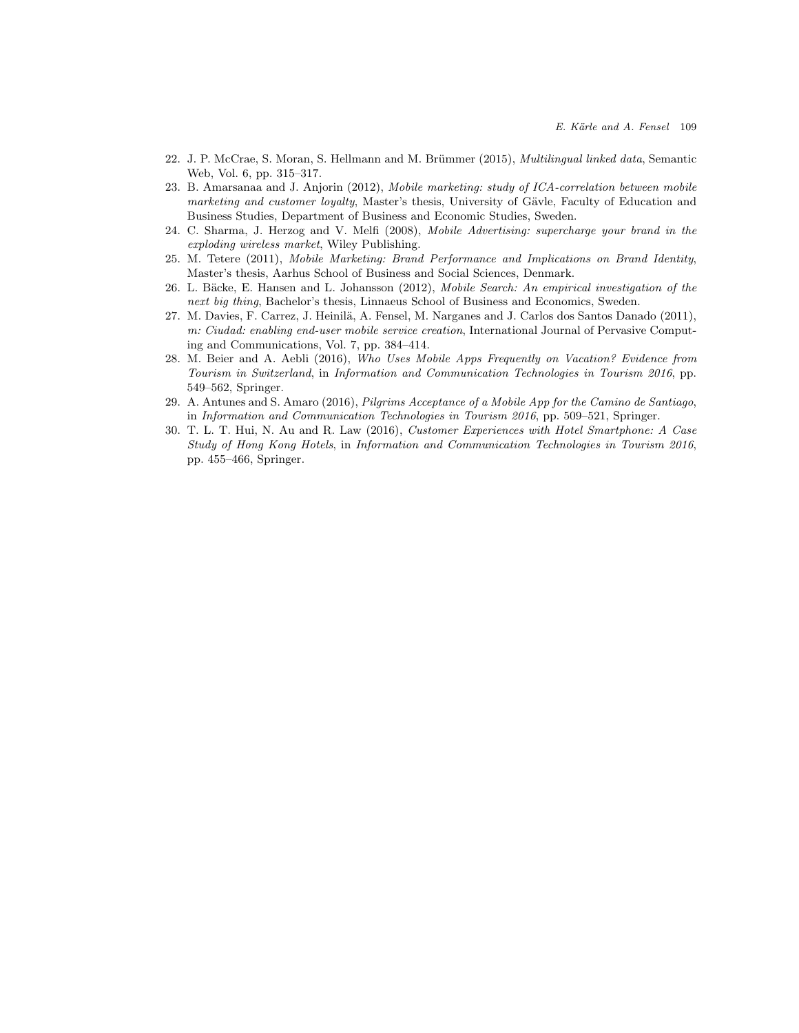22. J. P. McCrae, S. Moran, S. Hellmann and M. Brümmer (2015), *Multilingual linked data*, Semantic Web, Vol. 6, pp. 315–317.
23. B. Amarsanaa and J. Anjorin (2012), *Mobile marketing: study of ICA-correlation between mobile marketing and customer loyalty*, Master's thesis, University of Gävle, Faculty of Education and Business Studies, Department of Business and Economic Studies, Sweden.
24. C. Sharma, J. Herzog and V. Melfi (2008), *Mobile Advertising: supercharge your brand in the exploding wireless market*, Wiley Publishing.
25. M. Tetere (2011), *Mobile Marketing: Brand Performance and Implications on Brand Identity*, Master's thesis, Aarhus School of Business and Social Sciences, Denmark.
26. L. Bäcke, E. Hansen and L. Johansson (2012), *Mobile Search: An empirical investigation of the next big thing*, Bachelor's thesis, Linnaeus School of Business and Economics, Sweden.
27. M. Davies, F. Carrez, J. Heinilä, A. Fensel, M. Narganes and J. Carlos dos Santos Danado (2011), *m: Ciudad: enabling end-user mobile service creation*, International Journal of Pervasive Computing and Communications, Vol. 7, pp. 384–414.
28. M. Beier and A. Aebli (2016), *Who Uses Mobile Apps Frequently on Vacation? Evidence from Tourism in Switzerland*, in *Information and Communication Technologies in Tourism 2016*, pp. 549–562, Springer.
29. A. Antunes and S. Amaro (2016), *Pilgrims Acceptance of a Mobile App for the Camino de Santiago*, in *Information and Communication Technologies in Tourism 2016*, pp. 509–521, Springer.
30. T. L. T. Hui, N. Au and R. Law (2016), *Customer Experiences with Hotel Smartphone: A Case Study of Hong Kong Hotels*, in *Information and Communication Technologies in Tourism 2016*, pp. 455–466, Springer.